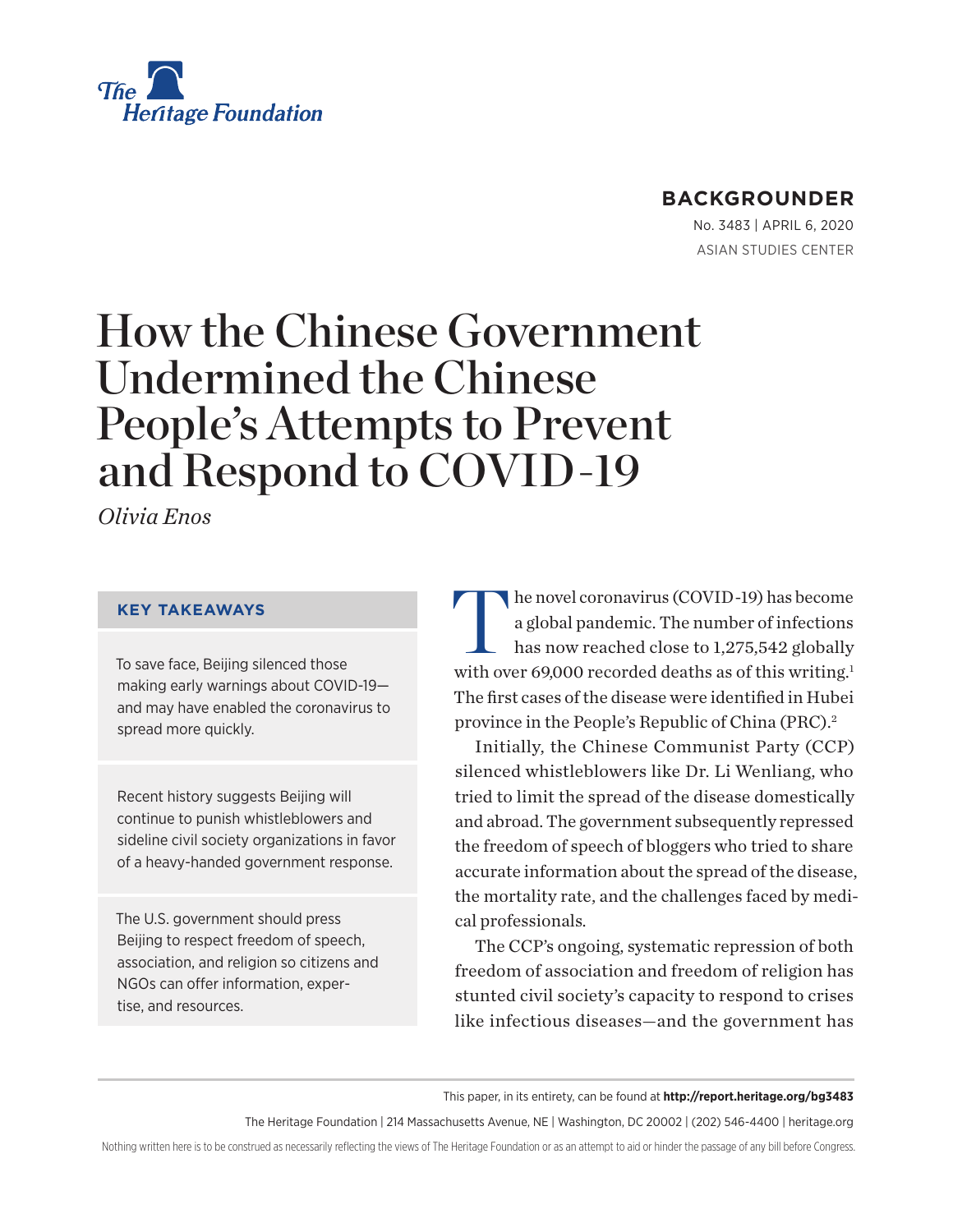**BACKGROUNDER**

No. 3483 | APRIL 6, 2020

ASIAN STUDIES CENTER

# How the Chinese Government Undermined the Chinese People's Attempts to Prevent and Respond to COVID-19

*Olivia Enos*

**KEY TAKEAWAYS**

To save face, Beijing silenced those making early warnings about COVID-19—and may have enabled the coronavirus to spread more quickly.

Recent history suggests Beijing will continue to punish whistleblowers and sideline civil society organizations in favor of a heavy-handed government response.

The U.S. government should press Beijing to respect freedom of speech, association, and religion so citizens and NGOs can offer information, expertise, and resources.

The novel coronavirus (COVID-19) has become a global pandemic. The number of infections has now reached close to 1,275,542 globally with over 69,000 recorded deaths as of this writing.[1] The first cases of the disease were identified in Hubei province in the People's Republic of China (PRC).[2]

Initially, the Chinese Communist Party (CCP) silenced whistleblowers like Dr. Li Wenliang, who tried to limit the spread of the disease domestically and abroad. The government subsequently repressed the freedom of speech of bloggers who tried to share accurate information about the spread of the disease, the mortality rate, and the challenges faced by medical professionals.

The CCP's ongoing, systematic repression of both freedom of association and freedom of religion has stunted civil society's capacity to respond to crises like infectious diseases—and the government has

This paper, in its entirety, can be found at **http://report.heritage.org/bg3483**

The Heritage Foundation | 214 Massachusetts Avenue, NE | Washington, DC 20002 | (202) 546-4400 | heritage.org

Nothing written here is to be construed as necessarily reflecting the views of The Heritage Foundation or as an attempt to aid or hinder the passage of any bill before Congress.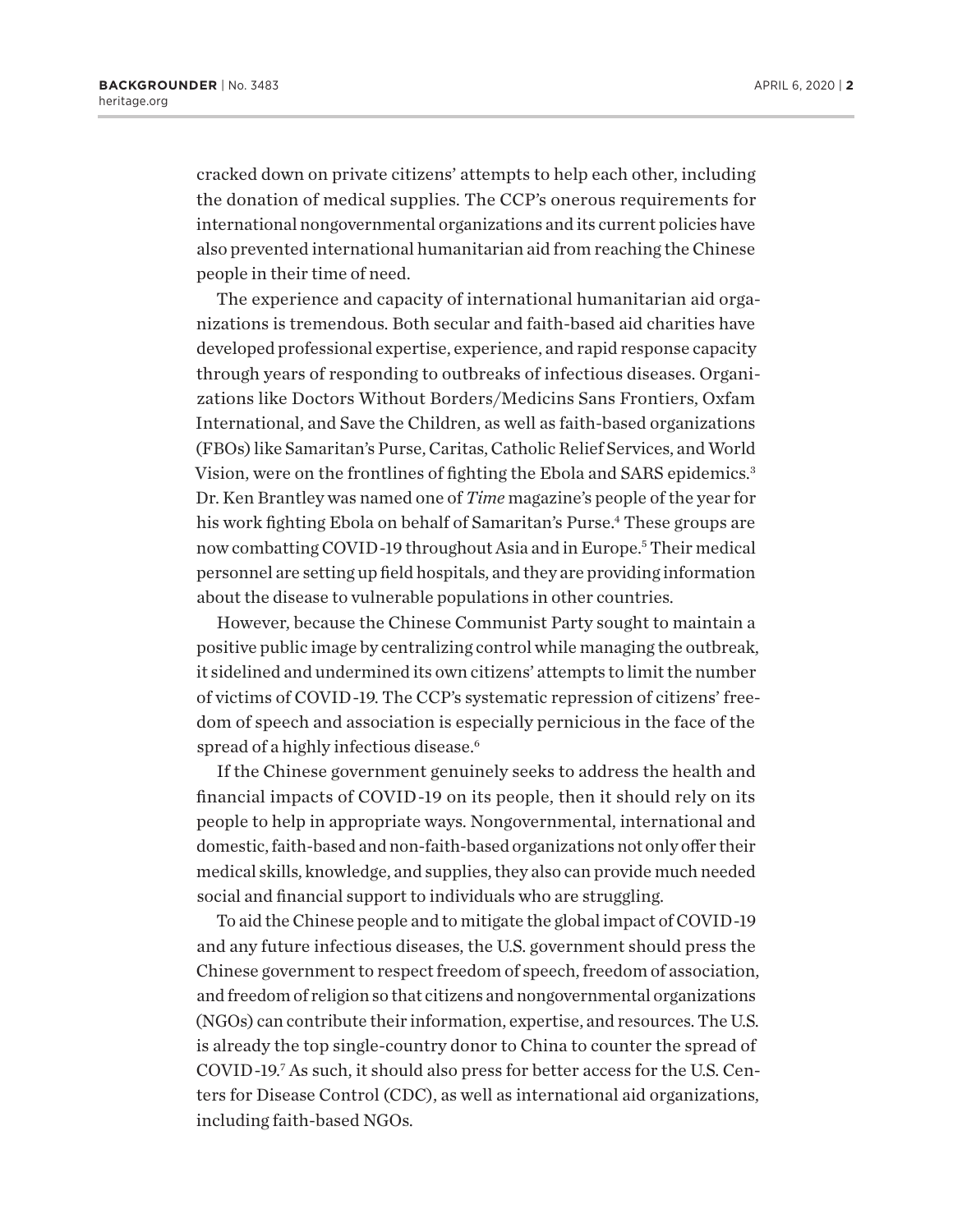cracked down on private citizens' attempts to help each other, including the donation of medical supplies. The CCP's onerous requirements for international nongovernmental organizations and its current policies have also prevented international humanitarian aid from reaching the Chinese people in their time of need.

The experience and capacity of international humanitarian aid organizations is tremendous. Both secular and faith-based aid charities have developed professional expertise, experience, and rapid response capacity through years of responding to outbreaks of infectious diseases. Organizations like Doctors Without Borders/Medicins Sans Frontiers, Oxfam International, and Save the Children, as well as faith-based organizations (FBOs) like Samaritan's Purse, Caritas, Catholic Relief Services, and World Vision, were on the frontlines of fighting the Ebola and SARS epidemics.[3] Dr. Ken Brantley was named one of *Time* magazine's people of the year for his work fighting Ebola on behalf of Samaritan's Purse.[4] These groups are now combatting COVID-19 throughout Asia and in Europe.[5] Their medical personnel are setting up field hospitals, and they are providing information about the disease to vulnerable populations in other countries.

However, because the Chinese Communist Party sought to maintain a positive public image by centralizing control while managing the outbreak, it sidelined and undermined its own citizens' attempts to limit the number of victims of COVID-19. The CCP's systematic repression of citizens' freedom of speech and association is especially pernicious in the face of the spread of a highly infectious disease.[6]

If the Chinese government genuinely seeks to address the health and financial impacts of COVID-19 on its people, then it should rely on its people to help in appropriate ways. Nongovernmental, international and domestic, faith-based and non-faith-based organizations not only offer their medical skills, knowledge, and supplies, they also can provide much needed social and financial support to individuals who are struggling.

To aid the Chinese people and to mitigate the global impact of COVID-19 and any future infectious diseases, the U.S. government should press the Chinese government to respect freedom of speech, freedom of association, and freedom of religion so that citizens and nongovernmental organizations (NGOs) can contribute their information, expertise, and resources. The U.S. is already the top single-country donor to China to counter the spread of COVID-19.[7] As such, it should also press for better access for the U.S. Centers for Disease Control (CDC), as well as international aid organizations, including faith-based NGOs.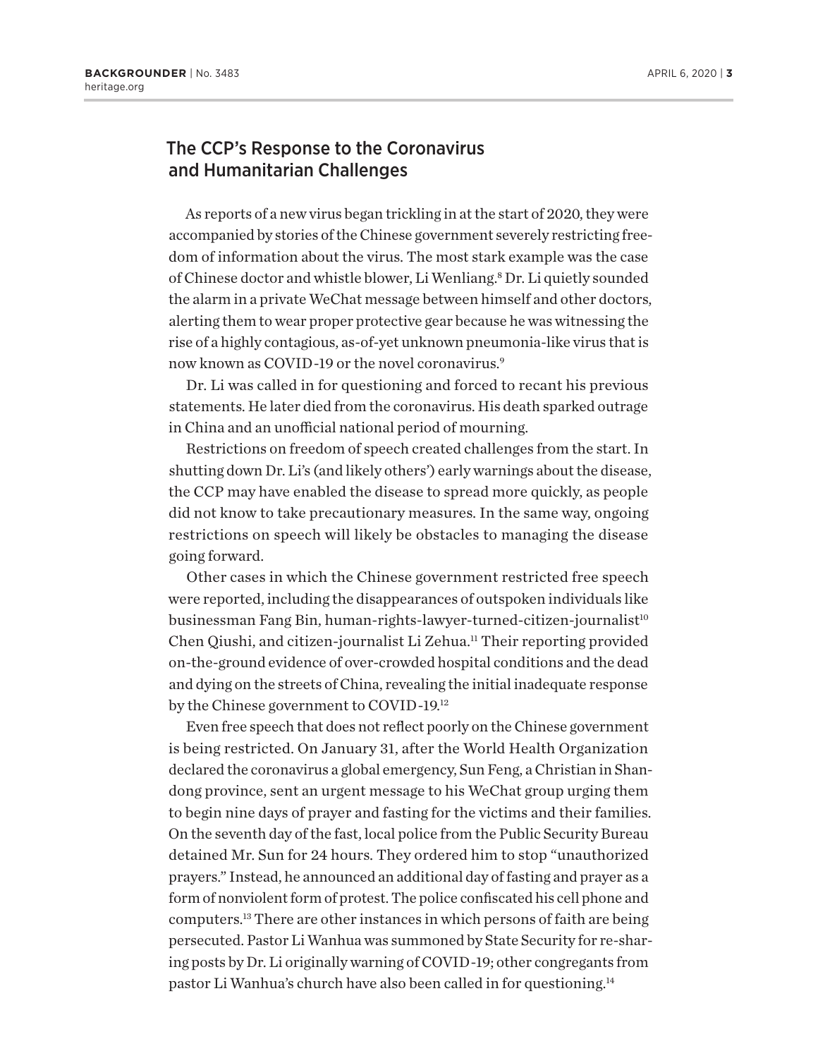## The CCP's Response to the Coronavirus and Humanitarian Challenges

As reports of a new virus began trickling in at the start of 2020, they were accompanied by stories of the Chinese government severely restricting freedom of information about the virus. The most stark example was the case of Chinese doctor and whistle blower, Li Wenliang.[8] Dr. Li quietly sounded the alarm in a private WeChat message between himself and other doctors, alerting them to wear proper protective gear because he was witnessing the rise of a highly contagious, as-of-yet unknown pneumonia-like virus that is now known as COVID-19 or the novel coronavirus.[9]

Dr. Li was called in for questioning and forced to recant his previous statements. He later died from the coronavirus. His death sparked outrage in China and an unofficial national period of mourning.

Restrictions on freedom of speech created challenges from the start. In shutting down Dr. Li's (and likely others') early warnings about the disease, the CCP may have enabled the disease to spread more quickly, as people did not know to take precautionary measures. In the same way, ongoing restrictions on speech will likely be obstacles to managing the disease going forward.

Other cases in which the Chinese government restricted free speech were reported, including the disappearances of outspoken individuals like businessman Fang Bin, human-rights-lawyer-turned-citizen-journalist[10] Chen Qiushi, and citizen-journalist Li Zehua.[11] Their reporting provided on-the-ground evidence of over-crowded hospital conditions and the dead and dying on the streets of China, revealing the initial inadequate response by the Chinese government to COVID-19.[12]

Even free speech that does not reflect poorly on the Chinese government is being restricted. On January 31, after the World Health Organization declared the coronavirus a global emergency, Sun Feng, a Christian in Shandong province, sent an urgent message to his WeChat group urging them to begin nine days of prayer and fasting for the victims and their families. On the seventh day of the fast, local police from the Public Security Bureau detained Mr. Sun for 24 hours. They ordered him to stop "unauthorized prayers." Instead, he announced an additional day of fasting and prayer as a form of nonviolent form of protest. The police confiscated his cell phone and computers.[13] There are other instances in which persons of faith are being persecuted. Pastor Li Wanhua was summoned by State Security for re-sharing posts by Dr. Li originally warning of COVID-19; other congregants from pastor Li Wanhua's church have also been called in for questioning.[14]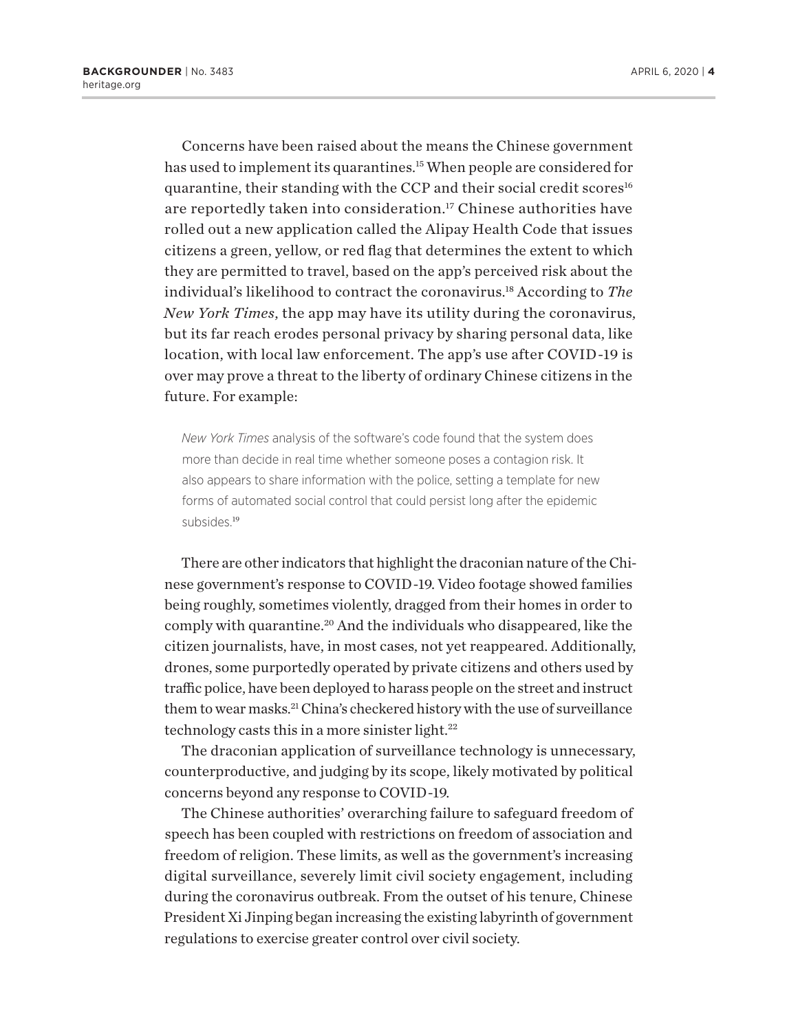Concerns have been raised about the means the Chinese government has used to implement its quarantines.[15] When people are considered for quarantine, their standing with the CCP and their social credit scores[16] are reportedly taken into consideration.[17] Chinese authorities have rolled out a new application called the Alipay Health Code that issues citizens a green, yellow, or red flag that determines the extent to which they are permitted to travel, based on the app's perceived risk about the individual's likelihood to contract the coronavirus.[18] According to *The New York Times*, the app may have its utility during the coronavirus, but its far reach erodes personal privacy by sharing personal data, like location, with local law enforcement. The app's use after COVID-19 is over may prove a threat to the liberty of ordinary Chinese citizens in the future. For example:

> *New York Times* analysis of the software's code found that the system does more than decide in real time whether someone poses a contagion risk. It also appears to share information with the police, setting a template for new forms of automated social control that could persist long after the epidemic subsides.[19]

There are other indicators that highlight the draconian nature of the Chinese government's response to COVID-19. Video footage showed families being roughly, sometimes violently, dragged from their homes in order to comply with quarantine.[20] And the individuals who disappeared, like the citizen journalists, have, in most cases, not yet reappeared. Additionally, drones, some purportedly operated by private citizens and others used by traffic police, have been deployed to harass people on the street and instruct them to wear masks.[21] China's checkered history with the use of surveillance technology casts this in a more sinister light.[22]

The draconian application of surveillance technology is unnecessary, counterproductive, and judging by its scope, likely motivated by political concerns beyond any response to COVID-19.

The Chinese authorities' overarching failure to safeguard freedom of speech has been coupled with restrictions on freedom of association and freedom of religion. These limits, as well as the government's increasing digital surveillance, severely limit civil society engagement, including during the coronavirus outbreak. From the outset of his tenure, Chinese President Xi Jinping began increasing the existing labyrinth of government regulations to exercise greater control over civil society.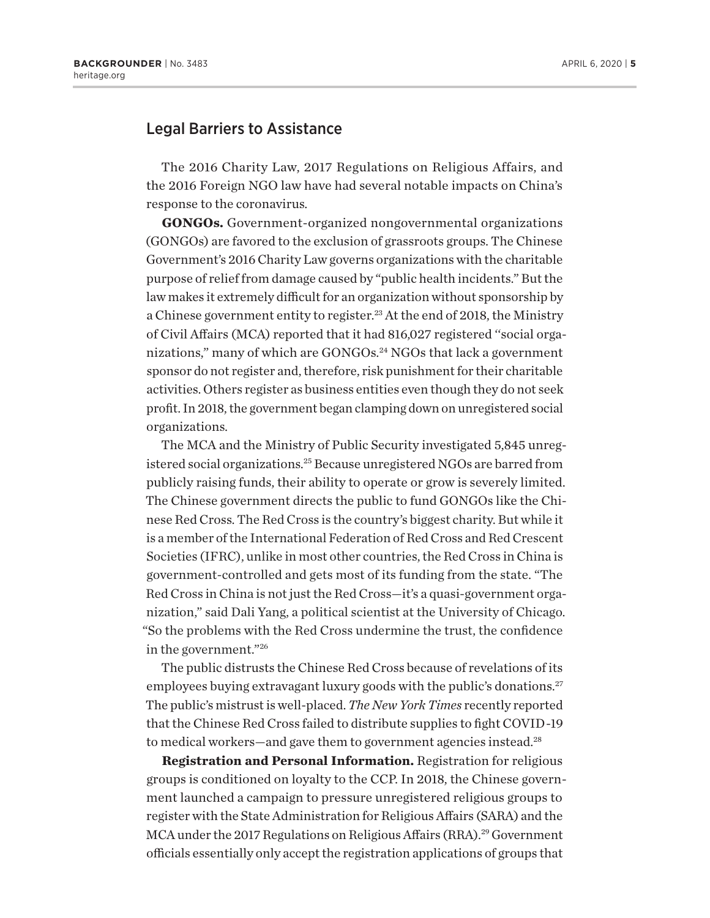## Legal Barriers to Assistance

The 2016 Charity Law, 2017 Regulations on Religious Affairs, and the 2016 Foreign NGO law have had several notable impacts on China's response to the coronavirus.

**GONGOs.** Government-organized nongovernmental organizations (GONGOs) are favored to the exclusion of grassroots groups. The Chinese Government's 2016 Charity Law governs organizations with the charitable purpose of relief from damage caused by "public health incidents." But the law makes it extremely difficult for an organization without sponsorship by a Chinese government entity to register.[23] At the end of 2018, the Ministry of Civil Affairs (MCA) reported that it had 816,027 registered "social organizations," many of which are GONGOs.[24] NGOs that lack a government sponsor do not register and, therefore, risk punishment for their charitable activities. Others register as business entities even though they do not seek profit. In 2018, the government began clamping down on unregistered social organizations.

The MCA and the Ministry of Public Security investigated 5,845 unregistered social organizations.[25] Because unregistered NGOs are barred from publicly raising funds, their ability to operate or grow is severely limited. The Chinese government directs the public to fund GONGOs like the Chinese Red Cross. The Red Cross is the country's biggest charity. But while it is a member of the International Federation of Red Cross and Red Crescent Societies (IFRC), unlike in most other countries, the Red Cross in China is government-controlled and gets most of its funding from the state. "The Red Cross in China is not just the Red Cross—it's a quasi-government organization," said Dali Yang, a political scientist at the University of Chicago. "So the problems with the Red Cross undermine the trust, the confidence in the government."[26]

The public distrusts the Chinese Red Cross because of revelations of its employees buying extravagant luxury goods with the public's donations.[27] The public's mistrust is well-placed. *The New York Times* recently reported that the Chinese Red Cross failed to distribute supplies to fight COVID-19 to medical workers—and gave them to government agencies instead.[28]

**Registration and Personal Information.** Registration for religious groups is conditioned on loyalty to the CCP. In 2018, the Chinese government launched a campaign to pressure unregistered religious groups to register with the State Administration for Religious Affairs (SARA) and the MCA under the 2017 Regulations on Religious Affairs (RRA).[29] Government officials essentially only accept the registration applications of groups that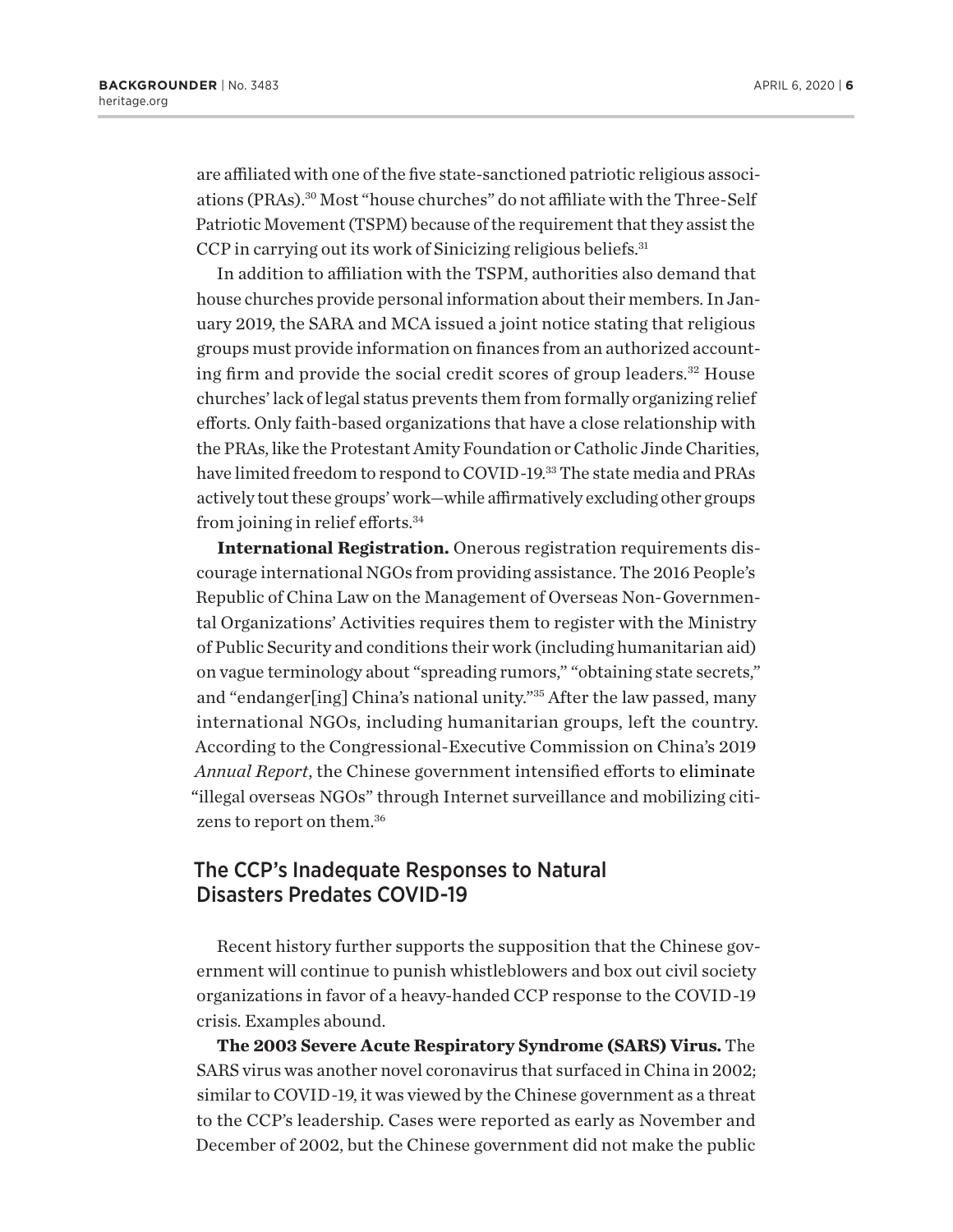are affiliated with one of the five state-sanctioned patriotic religious associations (PRAs).[30] Most "house churches" do not affiliate with the Three-Self Patriotic Movement (TSPM) because of the requirement that they assist the CCP in carrying out its work of Sinicizing religious beliefs.[31]

In addition to affiliation with the TSPM, authorities also demand that house churches provide personal information about their members. In January 2019, the SARA and MCA issued a joint notice stating that religious groups must provide information on finances from an authorized accounting firm and provide the social credit scores of group leaders.[32] House churches' lack of legal status prevents them from formally organizing relief efforts. Only faith-based organizations that have a close relationship with the PRAs, like the Protestant Amity Foundation or Catholic Jinde Charities, have limited freedom to respond to COVID-19.[33] The state media and PRAs actively tout these groups' work—while affirmatively excluding other groups from joining in relief efforts.[34]

**International Registration.** Onerous registration requirements discourage international NGOs from providing assistance. The 2016 People's Republic of China Law on the Management of Overseas Non-Governmental Organizations' Activities requires them to register with the Ministry of Public Security and conditions their work (including humanitarian aid) on vague terminology about "spreading rumors," "obtaining state secrets," and "endanger[ing] China's national unity."[35] After the law passed, many international NGOs, including humanitarian groups, left the country. According to the Congressional-Executive Commission on China's 2019 *Annual Report*, the Chinese government intensified efforts to eliminate "illegal overseas NGOs" through Internet surveillance and mobilizing citizens to report on them.[36]

## The CCP's Inadequate Responses to Natural Disasters Predates COVID-19

Recent history further supports the supposition that the Chinese government will continue to punish whistleblowers and box out civil society organizations in favor of a heavy-handed CCP response to the COVID-19 crisis. Examples abound.

**The 2003 Severe Acute Respiratory Syndrome (SARS) Virus.** The SARS virus was another novel coronavirus that surfaced in China in 2002; similar to COVID-19, it was viewed by the Chinese government as a threat to the CCP's leadership. Cases were reported as early as November and December of 2002, but the Chinese government did not make the public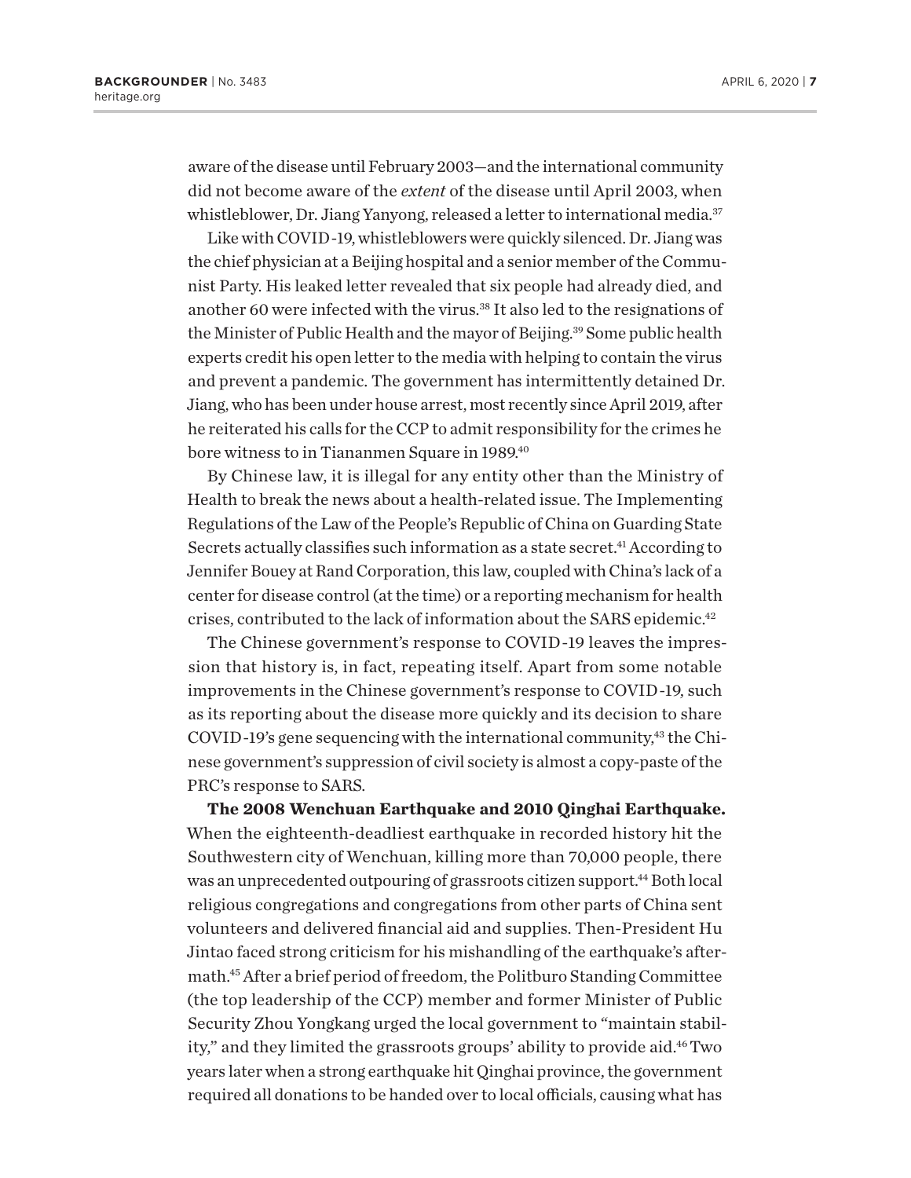aware of the disease until February 2003—and the international community did not become aware of the *extent* of the disease until April 2003, when whistleblower, Dr. Jiang Yanyong, released a letter to international media.[37]

Like with COVID-19, whistleblowers were quickly silenced. Dr. Jiang was the chief physician at a Beijing hospital and a senior member of the Communist Party. His leaked letter revealed that six people had already died, and another 60 were infected with the virus.[38] It also led to the resignations of the Minister of Public Health and the mayor of Beijing.[39] Some public health experts credit his open letter to the media with helping to contain the virus and prevent a pandemic. The government has intermittently detained Dr. Jiang, who has been under house arrest, most recently since April 2019, after he reiterated his calls for the CCP to admit responsibility for the crimes he bore witness to in Tiananmen Square in 1989.[40]

By Chinese law, it is illegal for any entity other than the Ministry of Health to break the news about a health-related issue. The Implementing Regulations of the Law of the People's Republic of China on Guarding State Secrets actually classifies such information as a state secret.[41] According to Jennifer Bouey at Rand Corporation, this law, coupled with China's lack of a center for disease control (at the time) or a reporting mechanism for health crises, contributed to the lack of information about the SARS epidemic.[42]

The Chinese government's response to COVID-19 leaves the impression that history is, in fact, repeating itself. Apart from some notable improvements in the Chinese government's response to COVID-19, such as its reporting about the disease more quickly and its decision to share COVID-19's gene sequencing with the international community,[43] the Chinese government's suppression of civil society is almost a copy-paste of the PRC's response to SARS.

**The 2008 Wenchuan Earthquake and 2010 Qinghai Earthquake.** When the eighteenth-deadliest earthquake in recorded history hit the Southwestern city of Wenchuan, killing more than 70,000 people, there was an unprecedented outpouring of grassroots citizen support.[44] Both local religious congregations and congregations from other parts of China sent volunteers and delivered financial aid and supplies. Then-President Hu Jintao faced strong criticism for his mishandling of the earthquake's aftermath.[45] After a brief period of freedom, the Politburo Standing Committee (the top leadership of the CCP) member and former Minister of Public Security Zhou Yongkang urged the local government to "maintain stability," and they limited the grassroots groups' ability to provide aid.[46] Two years later when a strong earthquake hit Qinghai province, the government required all donations to be handed over to local officials, causing what has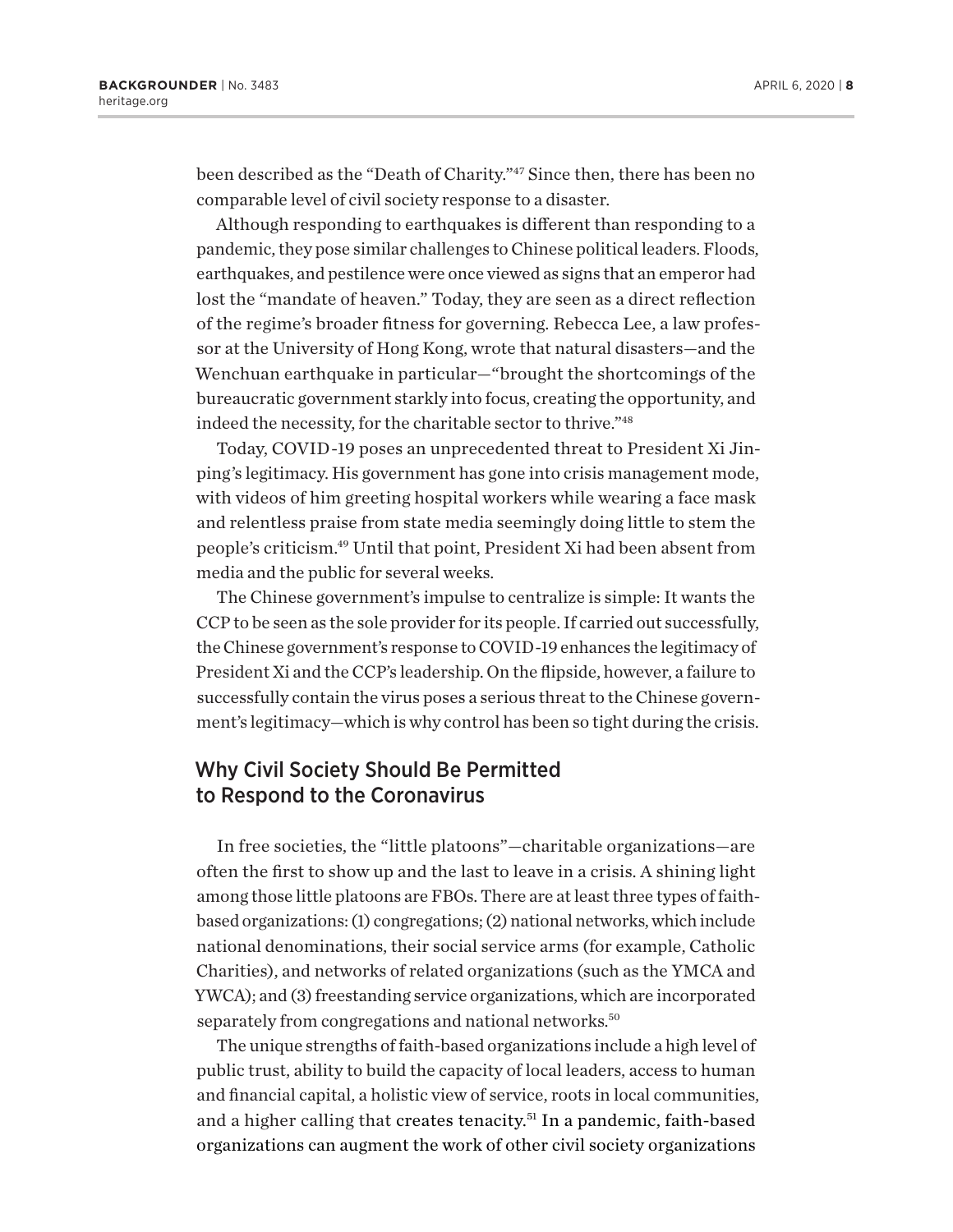been described as the "Death of Charity."[47] Since then, there has been no comparable level of civil society response to a disaster.

Although responding to earthquakes is different than responding to a pandemic, they pose similar challenges to Chinese political leaders. Floods, earthquakes, and pestilence were once viewed as signs that an emperor had lost the "mandate of heaven." Today, they are seen as a direct reflection of the regime's broader fitness for governing. Rebecca Lee, a law professor at the University of Hong Kong, wrote that natural disasters—and the Wenchuan earthquake in particular—"brought the shortcomings of the bureaucratic government starkly into focus, creating the opportunity, and indeed the necessity, for the charitable sector to thrive."[48]

Today, COVID-19 poses an unprecedented threat to President Xi Jinping's legitimacy. His government has gone into crisis management mode, with videos of him greeting hospital workers while wearing a face mask and relentless praise from state media seemingly doing little to stem the people's criticism.[49] Until that point, President Xi had been absent from media and the public for several weeks.

The Chinese government's impulse to centralize is simple: It wants the CCP to be seen as the sole provider for its people. If carried out successfully, the Chinese government's response to COVID-19 enhances the legitimacy of President Xi and the CCP's leadership. On the flipside, however, a failure to successfully contain the virus poses a serious threat to the Chinese government's legitimacy—which is why control has been so tight during the crisis.

## Why Civil Society Should Be Permitted to Respond to the Coronavirus

In free societies, the "little platoons"—charitable organizations—are often the first to show up and the last to leave in a crisis. A shining light among those little platoons are FBOs. There are at least three types of faith-based organizations: (1) congregations; (2) national networks, which include national denominations, their social service arms (for example, Catholic Charities), and networks of related organizations (such as the YMCA and YWCA); and (3) freestanding service organizations, which are incorporated separately from congregations and national networks.[50]

The unique strengths of faith-based organizations include a high level of public trust, ability to build the capacity of local leaders, access to human and financial capital, a holistic view of service, roots in local communities, and a higher calling that creates tenacity.[51] In a pandemic, faith-based organizations can augment the work of other civil society organizations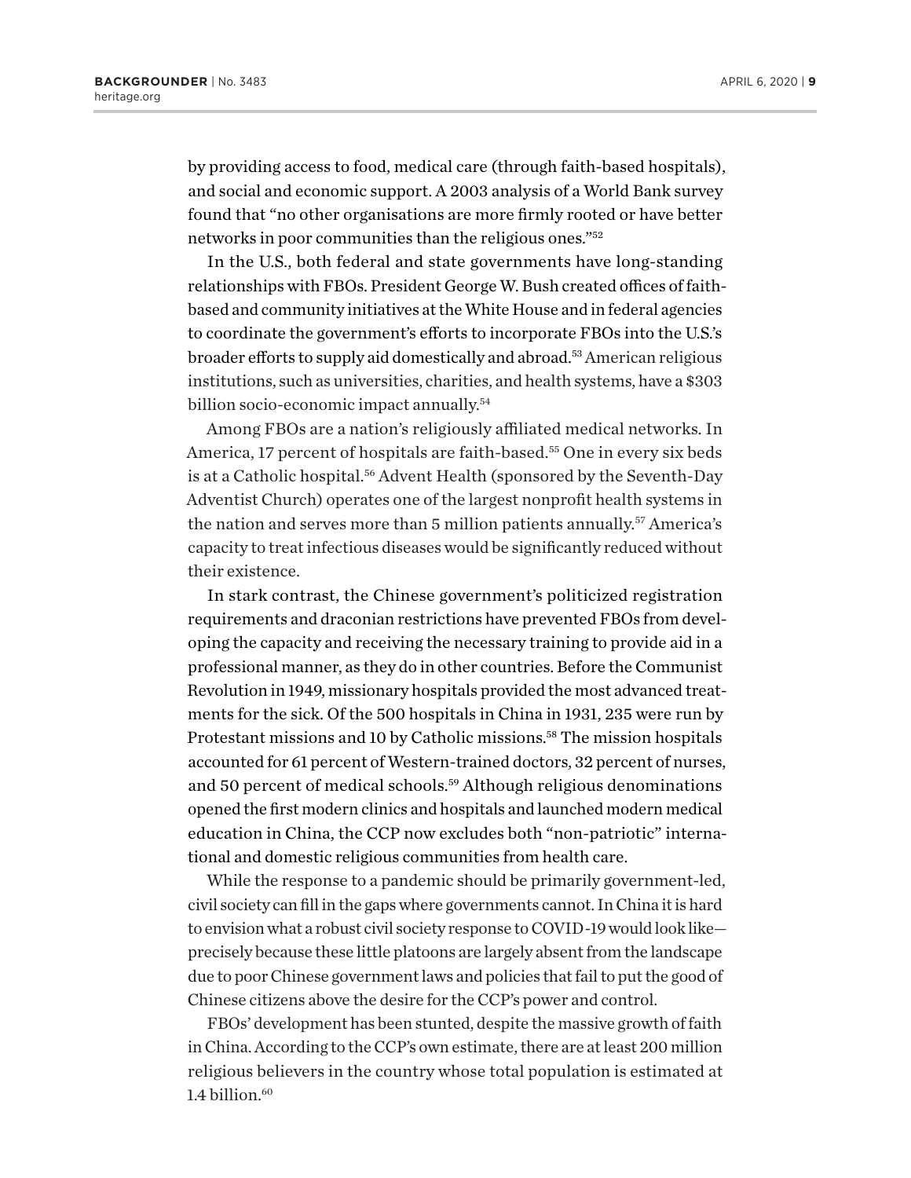by providing access to food, medical care (through faith-based hospitals), and social and economic support. A 2003 analysis of a World Bank survey found that "no other organisations are more firmly rooted or have better networks in poor communities than the religious ones."[52]

In the U.S., both federal and state governments have long-standing relationships with FBOs. President George W. Bush created offices of faith-based and community initiatives at the White House and in federal agencies to coordinate the government's efforts to incorporate FBOs into the U.S.'s broader efforts to supply aid domestically and abroad.[53] American religious institutions, such as universities, charities, and health systems, have a $303 billion socio-economic impact annually.[54]

Among FBOs are a nation's religiously affiliated medical networks. In America, 17 percent of hospitals are faith-based.[55] One in every six beds is at a Catholic hospital.[56] Advent Health (sponsored by the Seventh-Day Adventist Church) operates one of the largest nonprofit health systems in the nation and serves more than 5 million patients annually.[57] America's capacity to treat infectious diseases would be significantly reduced without their existence.

In stark contrast, the Chinese government's politicized registration requirements and draconian restrictions have prevented FBOs from developing the capacity and receiving the necessary training to provide aid in a professional manner, as they do in other countries. Before the Communist Revolution in 1949, missionary hospitals provided the most advanced treatments for the sick. Of the 500 hospitals in China in 1931, 235 were run by Protestant missions and 10 by Catholic missions.[58] The mission hospitals accounted for 61 percent of Western-trained doctors, 32 percent of nurses, and 50 percent of medical schools.[59] Although religious denominations opened the first modern clinics and hospitals and launched modern medical education in China, the CCP now excludes both "non-patriotic" international and domestic religious communities from health care.

While the response to a pandemic should be primarily government-led, civil society can fill in the gaps where governments cannot. In China it is hard to envision what a robust civil society response to COVID-19 would look like—precisely because these little platoons are largely absent from the landscape due to poor Chinese government laws and policies that fail to put the good of Chinese citizens above the desire for the CCP's power and control.

FBOs' development has been stunted, despite the massive growth of faith in China. According to the CCP's own estimate, there are at least 200 million religious believers in the country whose total population is estimated at 1.4 billion.[60]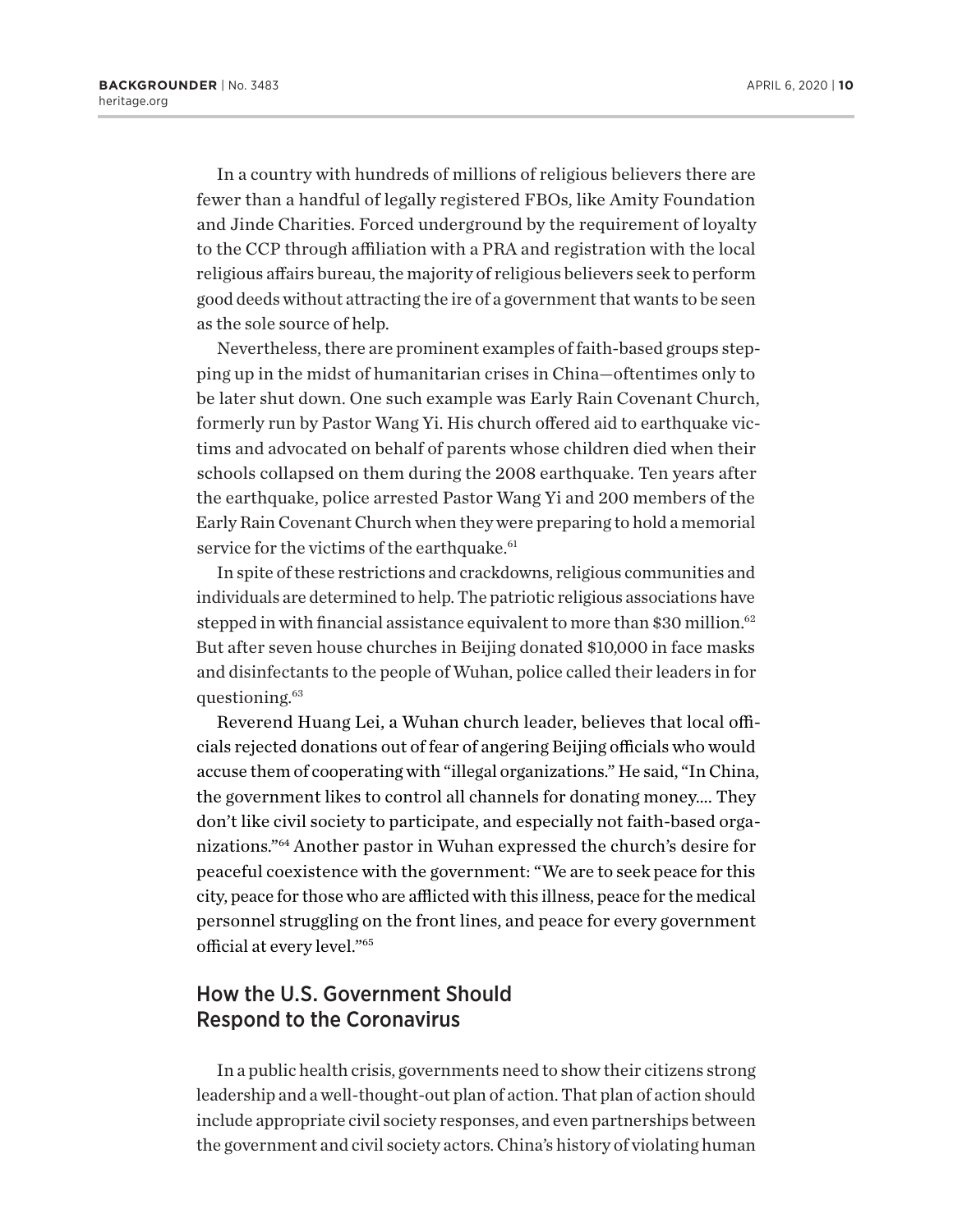In a country with hundreds of millions of religious believers there are fewer than a handful of legally registered FBOs, like Amity Foundation and Jinde Charities. Forced underground by the requirement of loyalty to the CCP through affiliation with a PRA and registration with the local religious affairs bureau, the majority of religious believers seek to perform good deeds without attracting the ire of a government that wants to be seen as the sole source of help.

Nevertheless, there are prominent examples of faith-based groups stepping up in the midst of humanitarian crises in China—oftentimes only to be later shut down. One such example was Early Rain Covenant Church, formerly run by Pastor Wang Yi. His church offered aid to earthquake victims and advocated on behalf of parents whose children died when their schools collapsed on them during the 2008 earthquake. Ten years after the earthquake, police arrested Pastor Wang Yi and 200 members of the Early Rain Covenant Church when they were preparing to hold a memorial service for the victims of the earthquake.[61]

In spite of these restrictions and crackdowns, religious communities and individuals are determined to help. The patriotic religious associations have stepped in with financial assistance equivalent to more than $30 million.[62] But after seven house churches in Beijing donated $10,000 in face masks and disinfectants to the people of Wuhan, police called their leaders in for questioning.[63]

Reverend Huang Lei, a Wuhan church leader, believes that local officials rejected donations out of fear of angering Beijing officials who would accuse them of cooperating with "illegal organizations." He said, "In China, the government likes to control all channels for donating money.... They don't like civil society to participate, and especially not faith-based organizations."[64] Another pastor in Wuhan expressed the church's desire for peaceful coexistence with the government: "We are to seek peace for this city, peace for those who are afflicted with this illness, peace for the medical personnel struggling on the front lines, and peace for every government official at every level."[65]

## How the U.S. Government Should Respond to the Coronavirus

In a public health crisis, governments need to show their citizens strong leadership and a well-thought-out plan of action. That plan of action should include appropriate civil society responses, and even partnerships between the government and civil society actors. China's history of violating human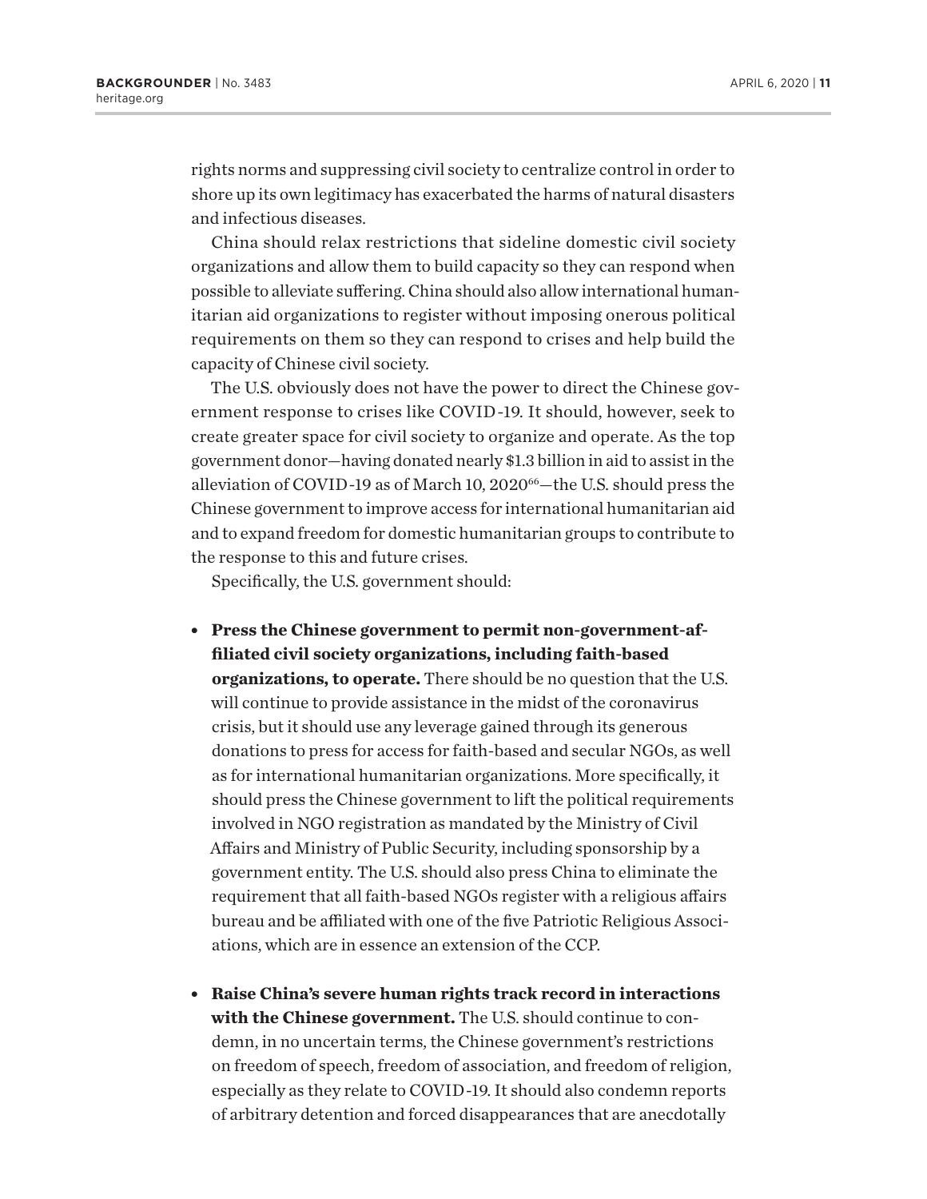rights norms and suppressing civil society to centralize control in order to shore up its own legitimacy has exacerbated the harms of natural disasters and infectious diseases.

China should relax restrictions that sideline domestic civil society organizations and allow them to build capacity so they can respond when possible to alleviate suffering. China should also allow international humanitarian aid organizations to register without imposing onerous political requirements on them so they can respond to crises and help build the capacity of Chinese civil society.

The U.S. obviously does not have the power to direct the Chinese government response to crises like COVID-19. It should, however, seek to create greater space for civil society to organize and operate. As the top government donor—having donated nearly $1.3 billion in aid to assist in the alleviation of COVID-19 as of March 10, 2020[66]—the U.S. should press the Chinese government to improve access for international humanitarian aid and to expand freedom for domestic humanitarian groups to contribute to the response to this and future crises.

Specifically, the U.S. government should:

- **Press the Chinese government to permit non-government-affiliated civil society organizations, including faith-based organizations, to operate.** There should be no question that the U.S. will continue to provide assistance in the midst of the coronavirus crisis, but it should use any leverage gained through its generous donations to press for access for faith-based and secular NGOs, as well as for international humanitarian organizations. More specifically, it should press the Chinese government to lift the political requirements involved in NGO registration as mandated by the Ministry of Civil Affairs and Ministry of Public Security, including sponsorship by a government entity. The U.S. should also press China to eliminate the requirement that all faith-based NGOs register with a religious affairs bureau and be affiliated with one of the five Patriotic Religious Associations, which are in essence an extension of the CCP.

- **Raise China's severe human rights track record in interactions with the Chinese government.** The U.S. should continue to condemn, in no uncertain terms, the Chinese government's restrictions on freedom of speech, freedom of association, and freedom of religion, especially as they relate to COVID-19. It should also condemn reports of arbitrary detention and forced disappearances that are anecdotally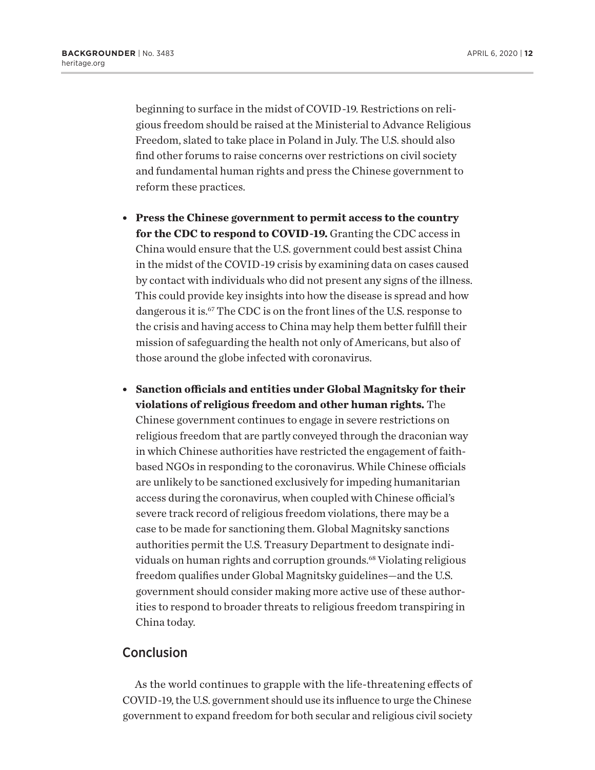beginning to surface in the midst of COVID-19. Restrictions on religious freedom should be raised at the Ministerial to Advance Religious Freedom, slated to take place in Poland in July. The U.S. should also find other forums to raise concerns over restrictions on civil society and fundamental human rights and press the Chinese government to reform these practices.

- **Press the Chinese government to permit access to the country for the CDC to respond to COVID-19.** Granting the CDC access in China would ensure that the U.S. government could best assist China in the midst of the COVID-19 crisis by examining data on cases caused by contact with individuals who did not present any signs of the illness. This could provide key insights into how the disease is spread and how dangerous it is.[67] The CDC is on the front lines of the U.S. response to the crisis and having access to China may help them better fulfill their mission of safeguarding the health not only of Americans, but also of those around the globe infected with coronavirus.

- **Sanction officials and entities under Global Magnitsky for their violations of religious freedom and other human rights.** The Chinese government continues to engage in severe restrictions on religious freedom that are partly conveyed through the draconian way in which Chinese authorities have restricted the engagement of faith-based NGOs in responding to the coronavirus. While Chinese officials are unlikely to be sanctioned exclusively for impeding humanitarian access during the coronavirus, when coupled with Chinese official's severe track record of religious freedom violations, there may be a case to be made for sanctioning them. Global Magnitsky sanctions authorities permit the U.S. Treasury Department to designate individuals on human rights and corruption grounds.[68] Violating religious freedom qualifies under Global Magnitsky guidelines—and the U.S. government should consider making more active use of these authorities to respond to broader threats to religious freedom transpiring in China today.

## Conclusion

As the world continues to grapple with the life-threatening effects of COVID-19, the U.S. government should use its influence to urge the Chinese government to expand freedom for both secular and religious civil society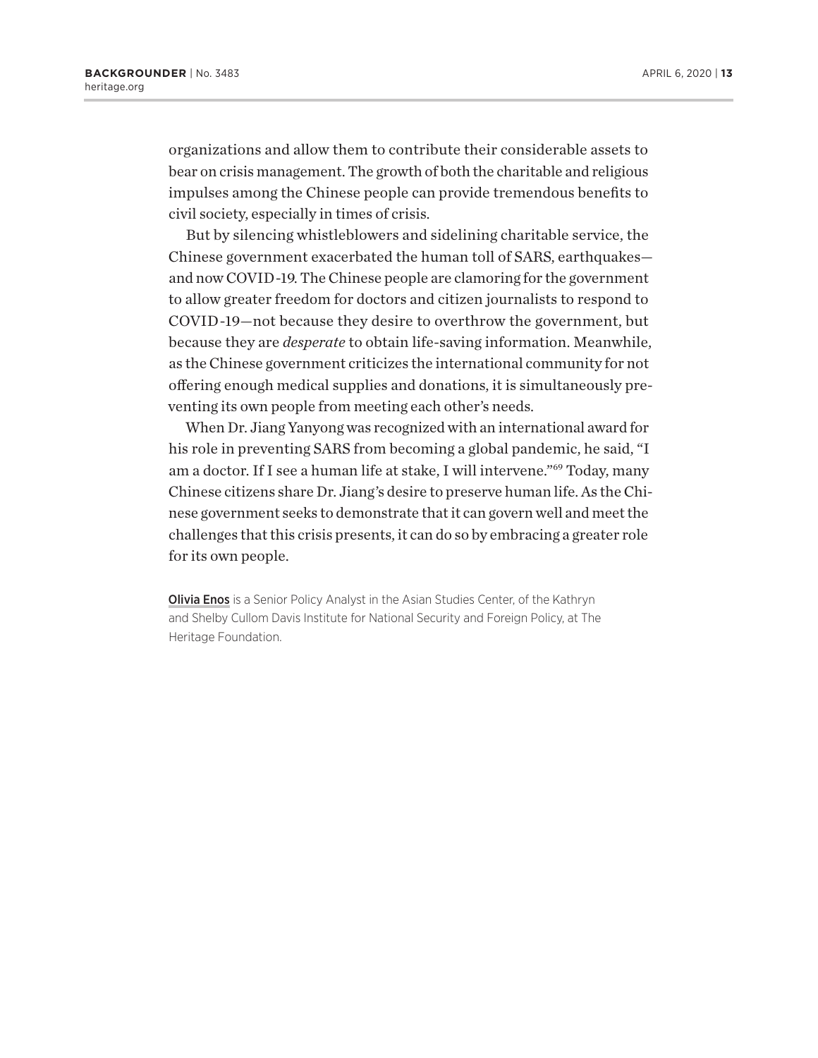organizations and allow them to contribute their considerable assets to bear on crisis management. The growth of both the charitable and religious impulses among the Chinese people can provide tremendous benefits to civil society, especially in times of crisis.

But by silencing whistleblowers and sidelining charitable service, the Chinese government exacerbated the human toll of SARS, earthquakes—and now COVID-19. The Chinese people are clamoring for the government to allow greater freedom for doctors and citizen journalists to respond to COVID-19—not because they desire to overthrow the government, but because they are *desperate* to obtain life-saving information. Meanwhile, as the Chinese government criticizes the international community for not offering enough medical supplies and donations, it is simultaneously preventing its own people from meeting each other's needs.

When Dr. Jiang Yanyong was recognized with an international award for his role in preventing SARS from becoming a global pandemic, he said, "I am a doctor. If I see a human life at stake, I will intervene."[69] Today, many Chinese citizens share Dr. Jiang's desire to preserve human life. As the Chinese government seeks to demonstrate that it can govern well and meet the challenges that this crisis presents, it can do so by embracing a greater role for its own people.

**Olivia Enos** is a Senior Policy Analyst in the Asian Studies Center, of the Kathryn and Shelby Cullom Davis Institute for National Security and Foreign Policy, at The Heritage Foundation.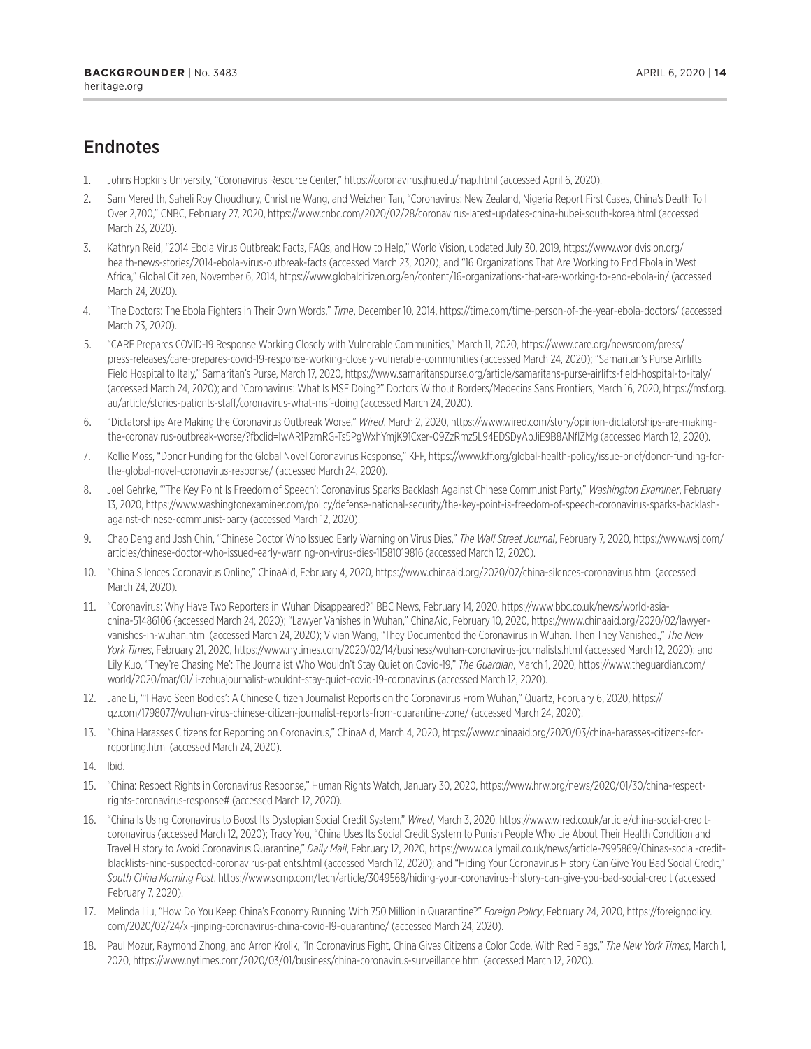## Endnotes

1. Johns Hopkins University, "Coronavirus Resource Center," https://coronavirus.jhu.edu/map.html (accessed April 6, 2020).
2. Sam Meredith, Saheli Roy Choudhury, Christine Wang, and Weizhen Tan, "Coronavirus: New Zealand, Nigeria Report First Cases, China's Death Toll Over 2,700," CNBC, February 27, 2020, https://www.cnbc.com/2020/02/28/coronavirus-latest-updates-china-hubei-south-korea.html (accessed March 23, 2020).
3. Kathryn Reid, "2014 Ebola Virus Outbreak: Facts, FAQs, and How to Help," World Vision, updated July 30, 2019, https://www.worldvision.org/health-news-stories/2014-ebola-virus-outbreak-facts (accessed March 23, 2020), and "16 Organizations That Are Working to End Ebola in West Africa," Global Citizen, November 6, 2014, https://www.globalcitizen.org/en/content/16-organizations-that-are-working-to-end-ebola-in/ (accessed March 24, 2020).
4. "The Doctors: The Ebola Fighters in Their Own Words," *Time*, December 10, 2014, https://time.com/time-person-of-the-year-ebola-doctors/ (accessed March 23, 2020).
5. "CARE Prepares COVID-19 Response Working Closely with Vulnerable Communities," March 11, 2020, https://www.care.org/newsroom/press/press-releases/care-prepares-covid-19-response-working-closely-vulnerable-communities (accessed March 24, 2020); "Samaritan's Purse Airlifts Field Hospital to Italy," Samaritan's Purse, March 17, 2020, https://www.samaritanspurse.org/article/samaritans-purse-airlifts-field-hospital-to-italy/ (accessed March 24, 2020); and "Coronavirus: What Is MSF Doing?" Doctors Without Borders/Medecins Sans Frontiers, March 16, 2020, https://msf.org.au/article/stories-patients-staff/coronavirus-what-msf-doing (accessed March 24, 2020).
6. "Dictatorships Are Making the Coronavirus Outbreak Worse," *Wired*, March 2, 2020, https://www.wired.com/story/opinion-dictatorships-are-making-the-coronavirus-outbreak-worse/?fbclid=IwAR1PzmRG-Ts5PgWxhYmjK91Cxer-09ZzRmz5L94EDSDyApJiE9B8ANflZMg (accessed March 12, 2020).
7. Kellie Moss, "Donor Funding for the Global Novel Coronavirus Response," KFF, https://www.kff.org/global-health-policy/issue-brief/donor-funding-for-the-global-novel-coronavirus-response/ (accessed March 24, 2020).
8. Joel Gehrke, "'The Key Point Is Freedom of Speech': Coronavirus Sparks Backlash Against Chinese Communist Party," *Washington Examiner*, February 13, 2020, https://www.washingtonexaminer.com/policy/defense-national-security/the-key-point-is-freedom-of-speech-coronavirus-sparks-backlash-against-chinese-communist-party (accessed March 12, 2020).
9. Chao Deng and Josh Chin, "Chinese Doctor Who Issued Early Warning on Virus Dies," *The Wall Street Journal*, February 7, 2020, https://www.wsj.com/articles/chinese-doctor-who-issued-early-warning-on-virus-dies-11581019816 (accessed March 12, 2020).
10. "China Silences Coronavirus Online," ChinaAid, February 4, 2020, https://www.chinaaid.org/2020/02/china-silences-coronavirus.html (accessed March 24, 2020).
11. "Coronavirus: Why Have Two Reporters in Wuhan Disappeared?" BBC News, February 14, 2020, https://www.bbc.co.uk/news/world-asia-china-51486106 (accessed March 24, 2020); "Lawyer Vanishes in Wuhan," ChinaAid, February 10, 2020, https://www.chinaaid.org/2020/02/lawyer-vanishes-in-wuhan.html (accessed March 24, 2020); Vivian Wang, "They Documented the Coronavirus in Wuhan. Then They Vanished.," *The New York Times*, February 21, 2020, https://www.nytimes.com/2020/02/14/business/wuhan-coronavirus-journalists.html (accessed March 12, 2020); and Lily Kuo, "'They're Chasing Me': The Journalist Who Wouldn't Stay Quiet on Covid-19," *The Guardian*, March 1, 2020, https://www.theguardian.com/world/2020/mar/01/li-zehuajournalist-wouldnt-stay-quiet-covid-19-coronavirus (accessed March 12, 2020).
12. Jane Li, "'I Have Seen Bodies': A Chinese Citizen Journalist Reports on the Coronavirus From Wuhan," Quartz, February 6, 2020, https://qz.com/1798077/wuhan-virus-chinese-citizen-journalist-reports-from-quarantine-zone/ (accessed March 24, 2020).
13. "China Harasses Citizens for Reporting on Coronavirus," ChinaAid, March 4, 2020, https://www.chinaaid.org/2020/03/china-harasses-citizens-for-reporting.html (accessed March 24, 2020).
14. Ibid.
15. "China: Respect Rights in Coronavirus Response," Human Rights Watch, January 30, 2020, https://www.hrw.org/news/2020/01/30/china-respect-rights-coronavirus-response# (accessed March 12, 2020).
16. "China Is Using Coronavirus to Boost Its Dystopian Social Credit System," *Wired*, March 3, 2020, https://www.wired.co.uk/article/china-social-credit-coronavirus (accessed March 12, 2020); Tracy You, "China Uses Its Social Credit System to Punish People Who Lie About Their Health Condition and Travel History to Avoid Coronavirus Quarantine," *Daily Mail*, February 12, 2020, https://www.dailymail.co.uk/news/article-7995869/Chinas-social-credit-blacklists-nine-suspected-coronavirus-patients.html (accessed March 12, 2020); and "Hiding Your Coronavirus History Can Give You Bad Social Credit," *South China Morning Post*, https://www.scmp.com/tech/article/3049568/hiding-your-coronavirus-history-can-give-you-bad-social-credit (accessed February 7, 2020).
17. Melinda Liu, "How Do You Keep China's Economy Running With 750 Million in Quarantine?" *Foreign Policy*, February 24, 2020, https://foreignpolicy.com/2020/02/24/xi-jinping-coronavirus-china-covid-19-quarantine/ (accessed March 24, 2020).
18. Paul Mozur, Raymond Zhong, and Arron Krolik, "In Coronavirus Fight, China Gives Citizens a Color Code, With Red Flags," *The New York Times*, March 1, 2020, https://www.nytimes.com/2020/03/01/business/china-coronavirus-surveillance.html (accessed March 12, 2020).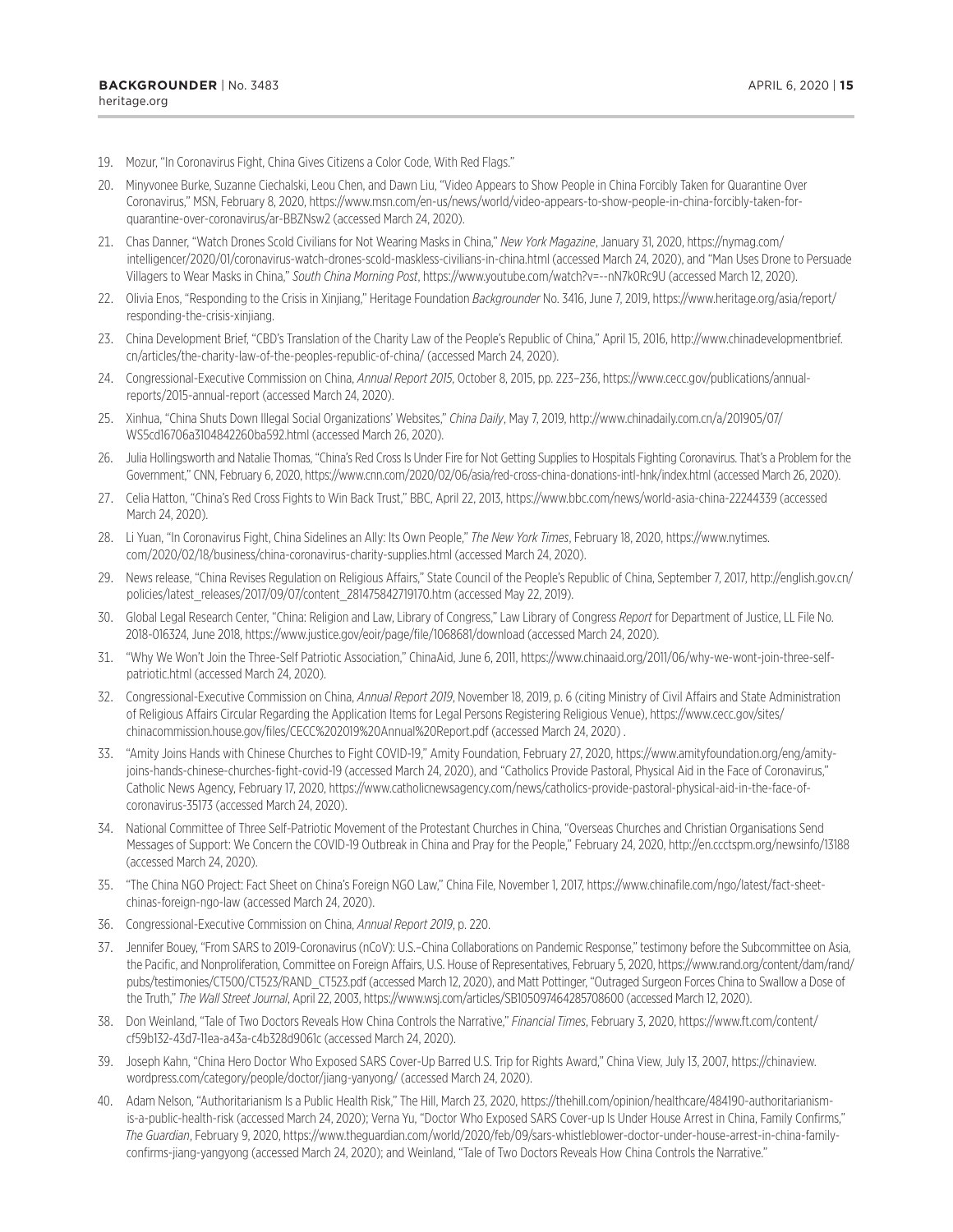19. Mozur, "In Coronavirus Fight, China Gives Citizens a Color Code, With Red Flags."
20. Minyvonee Burke, Suzanne Ciechalski, Leou Chen, and Dawn Liu, "Video Appears to Show People in China Forcibly Taken for Quarantine Over Coronavirus," MSN, February 8, 2020, https://www.msn.com/en-us/news/world/video-appears-to-show-people-in-china-forcibly-taken-for-quarantine-over-coronavirus/ar-BBZNsw2 (accessed March 24, 2020).
21. Chas Danner, "Watch Drones Scold Civilians for Not Wearing Masks in China," *New York Magazine*, January 31, 2020, https://nymag.com/intelligencer/2020/01/coronavirus-watch-drones-scold-maskless-civilians-in-china.html (accessed March 24, 2020), and "Man Uses Drone to Persuade Villagers to Wear Masks in China," *South China Morning Post*, https://www.youtube.com/watch?v=--nN7k0Rc9U (accessed March 12, 2020).
22. Olivia Enos, "Responding to the Crisis in Xinjiang," Heritage Foundation *Backgrounder* No. 3416, June 7, 2019, https://www.heritage.org/asia/report/responding-the-crisis-xinjiang.
23. China Development Brief, "CBD's Translation of the Charity Law of the People's Republic of China," April 15, 2016, http://www.chinadevelopmentbrief.cn/articles/the-charity-law-of-the-peoples-republic-of-china/ (accessed March 24, 2020).
24. Congressional-Executive Commission on China, *Annual Report 2015*, October 8, 2015, pp. 223–236, https://www.cecc.gov/publications/annual-reports/2015-annual-report (accessed March 24, 2020).
25. Xinhua, "China Shuts Down Illegal Social Organizations' Websites," *China Daily*, May 7, 2019, http://www.chinadaily.com.cn/a/201905/07/WS5cd16706a3104842260ba592.html (accessed March 26, 2020).
26. Julia Hollingsworth and Natalie Thomas, "China's Red Cross Is Under Fire for Not Getting Supplies to Hospitals Fighting Coronavirus. That's a Problem for the Government," CNN, February 6, 2020, https://www.cnn.com/2020/02/06/asia/red-cross-china-donations-intl-hnk/index.html (accessed March 26, 2020).
27. Celia Hatton, "China's Red Cross Fights to Win Back Trust," BBC, April 22, 2013, https://www.bbc.com/news/world-asia-china-22244339 (accessed March 24, 2020).
28. Li Yuan, "In Coronavirus Fight, China Sidelines an Ally: Its Own People," *The New York Times*, February 18, 2020, https://www.nytimes.com/2020/02/18/business/china-coronavirus-charity-supplies.html (accessed March 24, 2020).
29. News release, "China Revises Regulation on Religious Affairs," State Council of the People's Republic of China, September 7, 2017, http://english.gov.cn/policies/latest_releases/2017/09/07/content_281475842719170.htm (accessed May 22, 2019).
30. Global Legal Research Center, "China: Religion and Law, Library of Congress," Law Library of Congress *Report* for Department of Justice, LL File No. 2018-016324, June 2018, https://www.justice.gov/eoir/page/file/1068681/download (accessed March 24, 2020).
31. "Why We Won't Join the Three-Self Patriotic Association," ChinaAid, June 6, 2011, https://www.chinaaid.org/2011/06/why-we-wont-join-three-self-patriotic.html (accessed March 24, 2020).
32. Congressional-Executive Commission on China, *Annual Report 2019*, November 18, 2019, p. 6 (citing Ministry of Civil Affairs and State Administration of Religious Affairs Circular Regarding the Application Items for Legal Persons Registering Religious Venue), https://www.cecc.gov/sites/chinacommission.house.gov/files/CECC%202019%20Annual%20Report.pdf (accessed March 24, 2020) .
33. "Amity Joins Hands with Chinese Churches to Fight COVID-19," Amity Foundation, February 27, 2020, https://www.amityfoundation.org/eng/amity-joins-hands-chinese-churches-fight-covid-19 (accessed March 24, 2020), and "Catholics Provide Pastoral, Physical Aid in the Face of Coronavirus," Catholic News Agency, February 17, 2020, https://www.catholicnewsagency.com/news/catholics-provide-pastoral-physical-aid-in-the-face-of-coronavirus-35173 (accessed March 24, 2020).
34. National Committee of Three Self-Patriotic Movement of the Protestant Churches in China, "Overseas Churches and Christian Organisations Send Messages of Support: We Concern the COVID-19 Outbreak in China and Pray for the People," February 24, 2020, http://en.ccctspm.org/newsinfo/13188 (accessed March 24, 2020).
35. "The China NGO Project: Fact Sheet on China's Foreign NGO Law," China File, November 1, 2017, https://www.chinafile.com/ngo/latest/fact-sheet-chinas-foreign-ngo-law (accessed March 24, 2020).
36. Congressional-Executive Commission on China, *Annual Report 2019*, p. 220.
37. Jennifer Bouey, "From SARS to 2019-Coronavirus (nCoV): U.S.–China Collaborations on Pandemic Response," testimony before the Subcommittee on Asia, the Pacific, and Nonproliferation, Committee on Foreign Affairs, U.S. House of Representatives, February 5, 2020, https://www.rand.org/content/dam/rand/pubs/testimonies/CT500/CT523/RAND_CT523.pdf (accessed March 12, 2020), and Matt Pottinger, "Outraged Surgeon Forces China to Swallow a Dose of the Truth," *The Wall Street Journal*, April 22, 2003, https://www.wsj.com/articles/SB105097464285708600 (accessed March 12, 2020).
38. Don Weinland, "Tale of Two Doctors Reveals How China Controls the Narrative," *Financial Times*, February 3, 2020, https://www.ft.com/content/cf59b132-43d7-11ea-a43a-c4b328d9061c (accessed March 24, 2020).
39. Joseph Kahn, "China Hero Doctor Who Exposed SARS Cover-Up Barred U.S. Trip for Rights Award," China View, July 13, 2007, https://chinaview.wordpress.com/category/people/doctor/jiang-yanyong/ (accessed March 24, 2020).
40. Adam Nelson, "Authoritarianism Is a Public Health Risk," The Hill, March 23, 2020, https://thehill.com/opinion/healthcare/484190-authoritarianism-is-a-public-health-risk (accessed March 24, 2020); Verna Yu, "Doctor Who Exposed SARS Cover-up Is Under House Arrest in China, Family Confirms," *The Guardian*, February 9, 2020, https://www.theguardian.com/world/2020/feb/09/sars-whistleblower-doctor-under-house-arrest-in-china-family-confirms-jiang-yangyong (accessed March 24, 2020); and Weinland, "Tale of Two Doctors Reveals How China Controls the Narrative."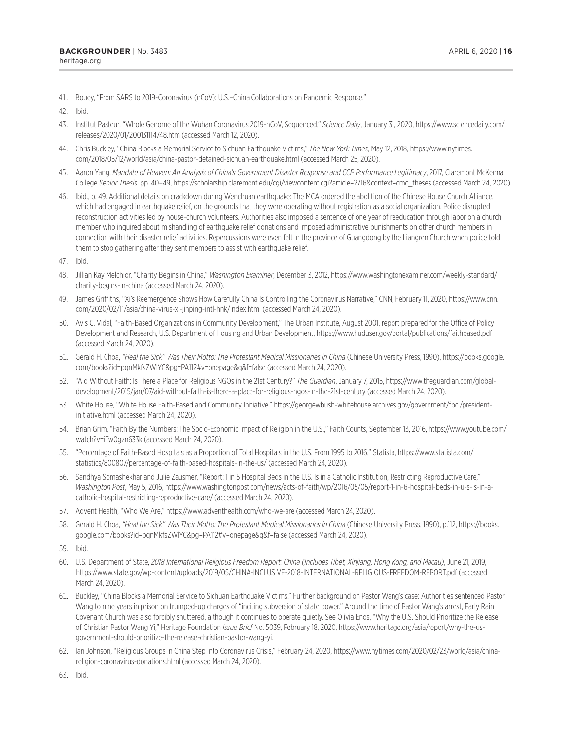41. Bouey, "From SARS to 2019-Coronavirus (nCoV): U.S.–China Collaborations on Pandemic Response."

42. Ibid.

43. Institut Pasteur, "Whole Genome of the Wuhan Coronavirus 2019-nCoV, Sequenced," *Science Daily*, January 31, 2020, https://www.sciencedaily.com/releases/2020/01/200131114748.htm (accessed March 12, 2020).

44. Chris Buckley, "China Blocks a Memorial Service to Sichuan Earthquake Victims," *The New York Times*, May 12, 2018, https://www.nytimes.com/2018/05/12/world/asia/china-pastor-detained-sichuan-earthquake.html (accessed March 25, 2020).

45. Aaron Yang, *Mandate of Heaven: An Analysis of China's Government Disaster Response and CCP Performance Legitimacy*, 2017, Claremont McKenna College *Senior Thesis*, pp. 40–49, https://scholarship.claremont.edu/cgi/viewcontent.cgi?article=2716&context=cmc_theses (accessed March 24, 2020).

46. Ibid., p. 49. Additional details on crackdown during Wenchuan earthquake: The MCA ordered the abolition of the Chinese House Church Alliance, which had engaged in earthquake relief, on the grounds that they were operating without registration as a social organization. Police disrupted reconstruction activities led by house-church volunteers. Authorities also imposed a sentence of one year of reeducation through labor on a church member who inquired about mishandling of earthquake relief donations and imposed administrative punishments on other church members in connection with their disaster relief activities. Repercussions were even felt in the province of Guangdong by the Liangren Church when police told them to stop gathering after they sent members to assist with earthquake relief.

47. Ibid.

48. Jillian Kay Melchior, "Charity Begins in China," *Washington Examiner*, December 3, 2012, https://www.washingtonexaminer.com/weekly-standard/charity-begins-in-china (accessed March 24, 2020).

49. James Griffiths, "Xi's Reemergence Shows How Carefully China Is Controlling the Coronavirus Narrative," CNN, February 11, 2020, https://www.cnn.com/2020/02/11/asia/china-virus-xi-jinping-intl-hnk/index.html (accessed March 24, 2020).

50. Avis C. Vidal, "Faith-Based Organizations in Community Development," The Urban Institute, August 2001, report prepared for the Office of Policy Development and Research, U.S. Department of Housing and Urban Development, https://www.huduser.gov/portal/publications/faithbased.pdf (accessed March 24, 2020).

51. Gerald H. Choa, *"Heal the Sick" Was Their Motto: The Protestant Medical Missionaries in China* (Chinese University Press, 1990), https://books.google.com/books?id=pqnMkfsZWIYC&pg=PA112#v=onepage&q&f=false (accessed March 24, 2020).

52. "Aid Without Faith: Is There a Place for Religious NGOs in the 21st Century?" *The Guardian*, January 7, 2015, https://www.theguardian.com/global-development/2015/jan/07/aid-without-faith-is-there-a-place-for-religious-ngos-in-the-21st-century (accessed March 24, 2020).

53. White House, "White House Faith-Based and Community Initiative," https://georgewbush-whitehouse.archives.gov/government/fbci/president-initiative.html (accessed March 24, 2020).

54. Brian Grim, "Faith By the Numbers: The Socio-Economic Impact of Religion in the U.S.," Faith Counts, September 13, 2016, https://www.youtube.com/watch?v=iTw0gzn633k (accessed March 24, 2020).

55. "Percentage of Faith-Based Hospitals as a Proportion of Total Hospitals in the U.S. From 1995 to 2016," Statista, https://www.statista.com/statistics/800807/percentage-of-faith-based-hospitals-in-the-us/ (accessed March 24, 2020).

56. Sandhya Somashekhar and Julie Zausmer, "Report: 1 in 5 Hospital Beds in the U.S. Is in a Catholic Institution, Restricting Reproductive Care," *Washington Post*, May 5, 2016, https://www.washingtonpost.com/news/acts-of-faith/wp/2016/05/05/report-1-in-6-hospital-beds-in-u-s-is-in-a-catholic-hospital-restricting-reproductive-care/ (accessed March 24, 2020).

57. Advent Health, "Who We Are," https://www.adventhealth.com/who-we-are (accessed March 24, 2020).

58. Gerald H. Choa, *"Heal the Sick" Was Their Motto: The Protestant Medical Missionaries in China* (Chinese University Press, 1990), p.112, https://books.google.com/books?id=pqnMkfsZWIYC&pg=PA112#v=onepage&q&f=false (accessed March 24, 2020).

59. Ibid.

60. U.S. Department of State, *2018 International Religious Freedom Report: China (Includes Tibet, Xinjiang, Hong Kong, and Macau)*, June 21, 2019, https://www.state.gov/wp-content/uploads/2019/05/CHINA-INCLUSIVE-2018-INTERNATIONAL-RELIGIOUS-FREEDOM-REPORT.pdf (accessed March 24, 2020).

61. Buckley, "China Blocks a Memorial Service to Sichuan Earthquake Victims." Further background on Pastor Wang's case: Authorities sentenced Pastor Wang to nine years in prison on trumped-up charges of "inciting subversion of state power." Around the time of Pastor Wang's arrest, Early Rain Covenant Church was also forcibly shuttered, although it continues to operate quietly. See Olivia Enos, "Why the U.S. Should Prioritize the Release of Christian Pastor Wang Yi," Heritage Foundation *Issue Brief* No. 5039, February 18, 2020, https://www.heritage.org/asia/report/why-the-us-government-should-prioritize-the-release-christian-pastor-wang-yi.

62. Ian Johnson, "Religious Groups in China Step into Coronavirus Crisis," February 24, 2020, https://www.nytimes.com/2020/02/23/world/asia/china-religion-coronavirus-donations.html (accessed March 24, 2020).

63. Ibid.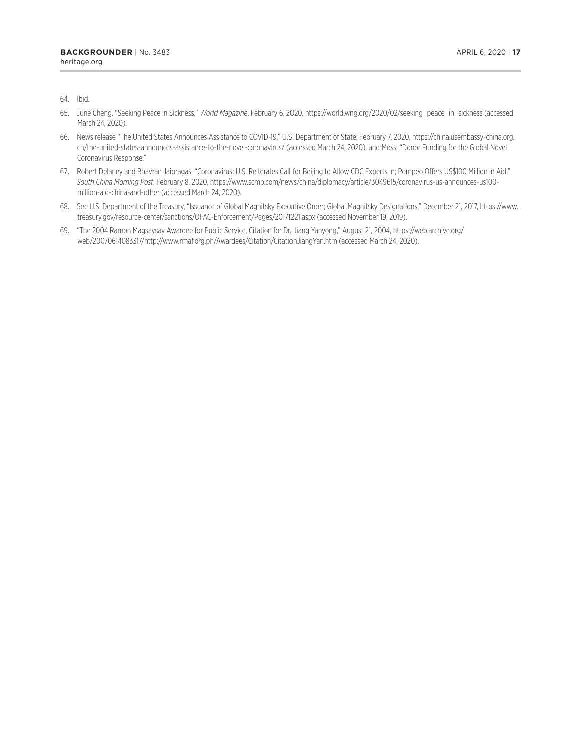64. Ibid.

65. June Cheng, "Seeking Peace in Sickness," *World Magazine*, February 6, 2020, https://world.wng.org/2020/02/seeking_peace_in_sickness (accessed March 24, 2020).

66. News release "The United States Announces Assistance to COVID-19," U.S. Department of State, February 7, 2020, https://china.usembassy-china.org.cn/the-united-states-announces-assistance-to-the-novel-coronavirus/ (accessed March 24, 2020), and Moss, "Donor Funding for the Global Novel Coronavirus Response."

67. Robert Delaney and Bhavran Jaipragas, "Coronavirus: U.S. Reiterates Call for Beijing to Allow CDC Experts In; Pompeo Offers US$100 Million in Aid," *South China Morning Post*, February 8, 2020, https://www.scmp.com/news/china/diplomacy/article/3049615/coronavirus-us-announces-us100-million-aid-china-and-other (accessed March 24, 2020).

68. See U.S. Department of the Treasury, "Issuance of Global Magnitsky Executive Order; Global Magnitsky Designations," December 21, 2017, https://www.treasury.gov/resource-center/sanctions/OFAC-Enforcement/Pages/20171221.aspx (accessed November 19, 2019).

69. "The 2004 Ramon Magsaysay Awardee for Public Service, Citation for Dr. Jiang Yanyong," August 21, 2004, https://web.archive.org/web/20070614083317/http://www.rmaf.org.ph/Awardees/Citation/CitationJiangYan.htm (accessed March 24, 2020).